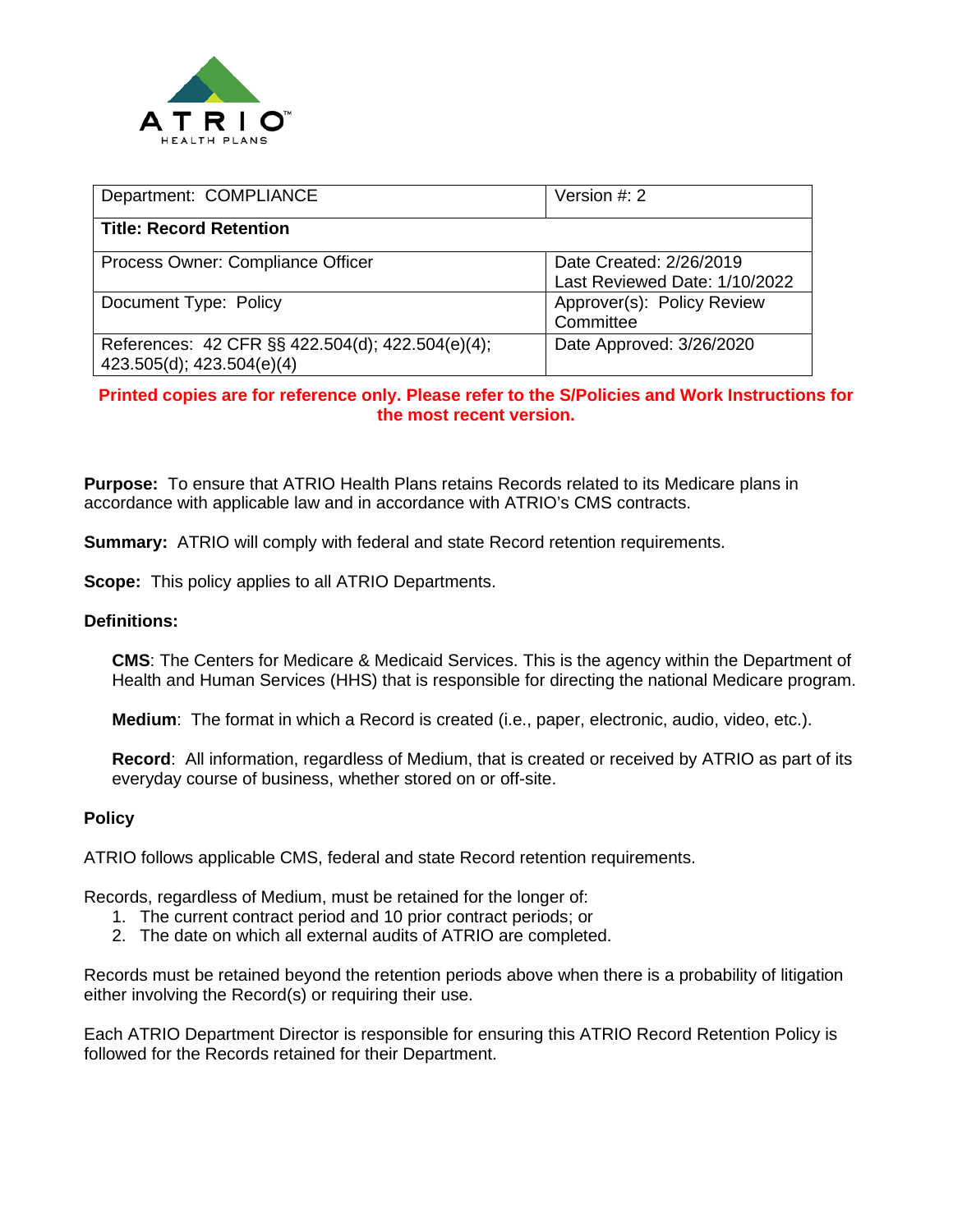ATRIO HEALTH PLANS

| Department: COMPLIANCE | Version #: 2 |
|---|---|
| **Title: Record Retention** | |
| Process Owner: Compliance Officer | Date Created: 2/26/2019<br>Last Reviewed Date: 1/10/2022 |
| Document Type: Policy | Approver(s): Policy Review Committee |
| References: 42 CFR §§ 422.504(d); 422.504(e)(4); 423.505(d); 423.504(e)(4) | Date Approved: 3/26/2020 |

**Printed copies are for reference only. Please refer to the S/Policies and Work Instructions for the most recent version.**

**Purpose:** To ensure that ATRIO Health Plans retains Records related to its Medicare plans in accordance with applicable law and in accordance with ATRIO's CMS contracts.

**Summary:** ATRIO will comply with federal and state Record retention requirements.

**Scope:** This policy applies to all ATRIO Departments.

**Definitions:**

**CMS**: The Centers for Medicare & Medicaid Services. This is the agency within the Department of Health and Human Services (HHS) that is responsible for directing the national Medicare program.

**Medium**: The format in which a Record is created (i.e., paper, electronic, audio, video, etc.).

**Record**: All information, regardless of Medium, that is created or received by ATRIO as part of its everyday course of business, whether stored on or off-site.

**Policy**

ATRIO follows applicable CMS, federal and state Record retention requirements.

Records, regardless of Medium, must be retained for the longer of:

1. The current contract period and 10 prior contract periods; or
2. The date on which all external audits of ATRIO are completed.

Records must be retained beyond the retention periods above when there is a probability of litigation either involving the Record(s) or requiring their use.

Each ATRIO Department Director is responsible for ensuring this ATRIO Record Retention Policy is followed for the Records retained for their Department.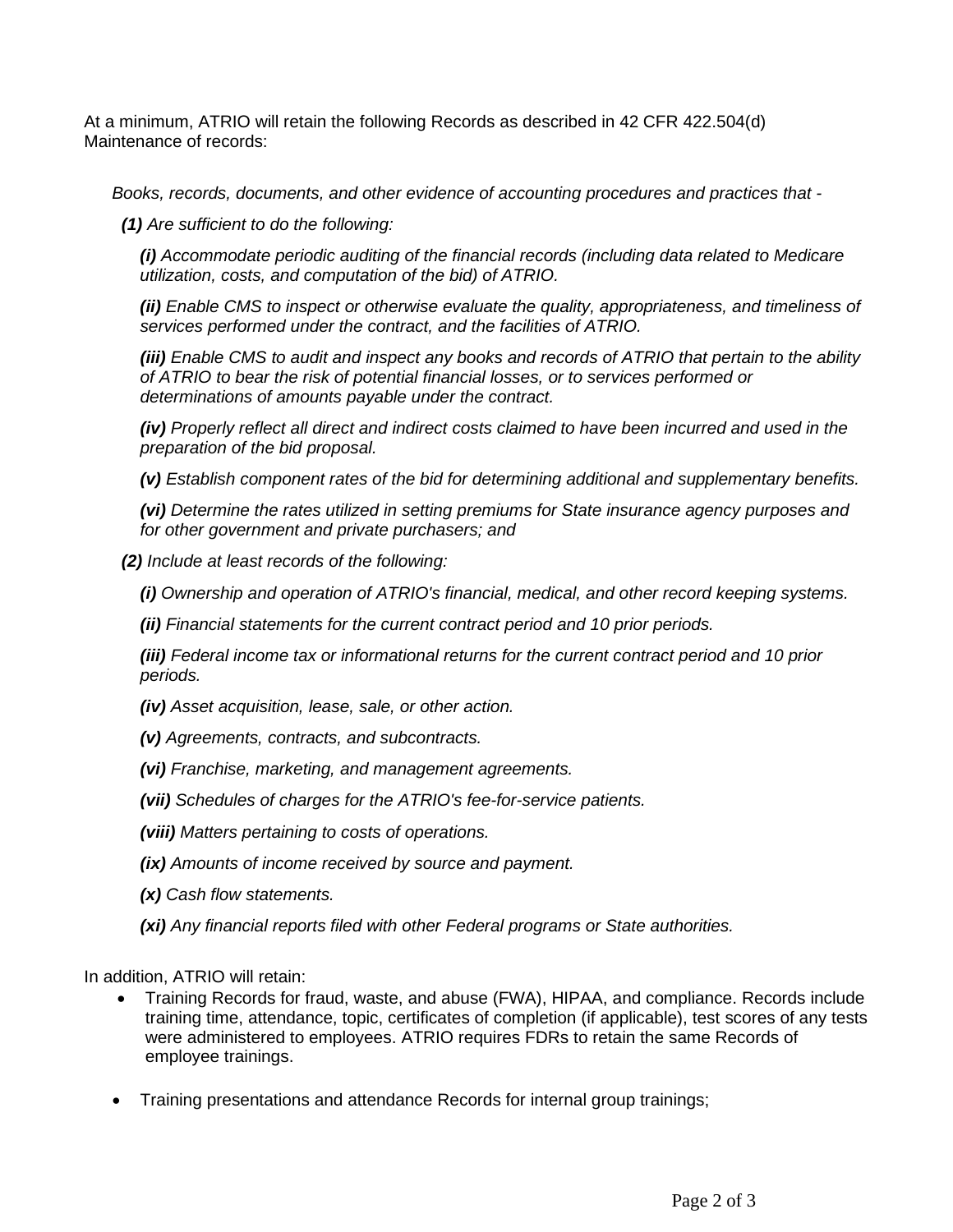At a minimum, ATRIO will retain the following Records as described in 42 CFR 422.504(d) Maintenance of records:

*Books, records, documents, and other evidence of accounting procedures and practices that -*

***(1)*** *Are sufficient to do the following:*

***(i)*** *Accommodate periodic auditing of the financial records (including data related to Medicare utilization, costs, and computation of the bid) of ATRIO.*

***(ii)*** *Enable CMS to inspect or otherwise evaluate the quality, appropriateness, and timeliness of services performed under the contract, and the facilities of ATRIO.*

***(iii)*** *Enable CMS to audit and inspect any books and records of ATRIO that pertain to the ability of ATRIO to bear the risk of potential financial losses, or to services performed or determinations of amounts payable under the contract.*

***(iv)*** *Properly reflect all direct and indirect costs claimed to have been incurred and used in the preparation of the bid proposal.*

***(v)*** *Establish component rates of the bid for determining additional and supplementary benefits.*

***(vi)*** *Determine the rates utilized in setting premiums for State insurance agency purposes and for other government and private purchasers; and*

***(2)*** *Include at least records of the following:*

***(i)*** *Ownership and operation of ATRIO's financial, medical, and other record keeping systems.*

***(ii)*** *Financial statements for the current contract period and 10 prior periods.*

***(iii)*** *Federal income tax or informational returns for the current contract period and 10 prior periods.*

***(iv)*** *Asset acquisition, lease, sale, or other action.*

***(v)*** *Agreements, contracts, and subcontracts.*

***(vi)*** *Franchise, marketing, and management agreements.*

***(vii)*** *Schedules of charges for the ATRIO's fee-for-service patients.*

***(viii)*** *Matters pertaining to costs of operations.*

***(ix)*** *Amounts of income received by source and payment.*

***(x)*** *Cash flow statements.*

***(xi)*** *Any financial reports filed with other Federal programs or State authorities.*

In addition, ATRIO will retain:

- Training Records for fraud, waste, and abuse (FWA), HIPAA, and compliance. Records include training time, attendance, topic, certificates of completion (if applicable), test scores of any tests were administered to employees. ATRIO requires FDRs to retain the same Records of employee trainings.
- Training presentations and attendance Records for internal group trainings;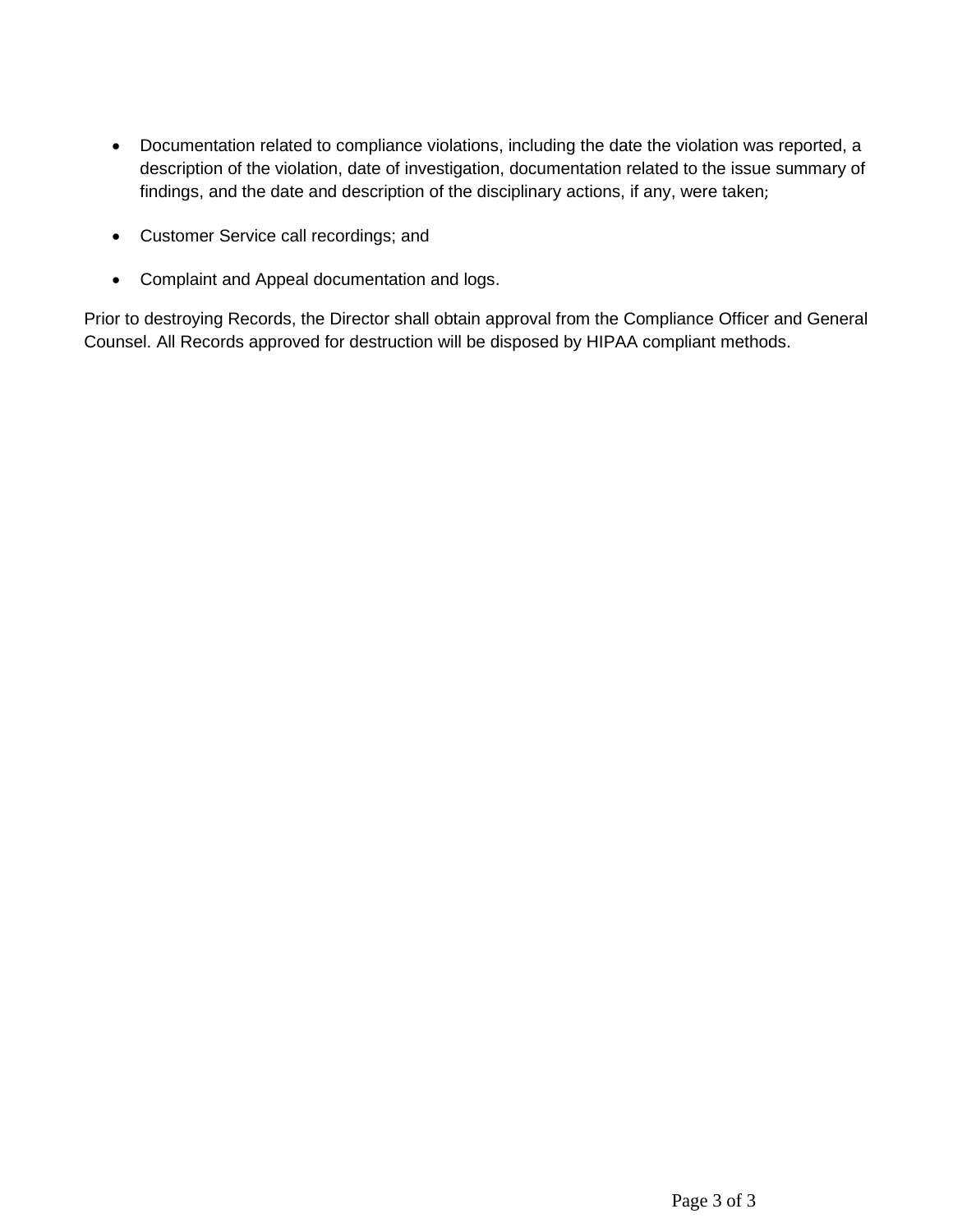- Documentation related to compliance violations, including the date the violation was reported, a description of the violation, date of investigation, documentation related to the issue summary of findings, and the date and description of the disciplinary actions, if any, were taken;

- Customer Service call recordings; and

- Complaint and Appeal documentation and logs.

Prior to destroying Records, the Director shall obtain approval from the Compliance Officer and General Counsel. All Records approved for destruction will be disposed by HIPAA compliant methods.